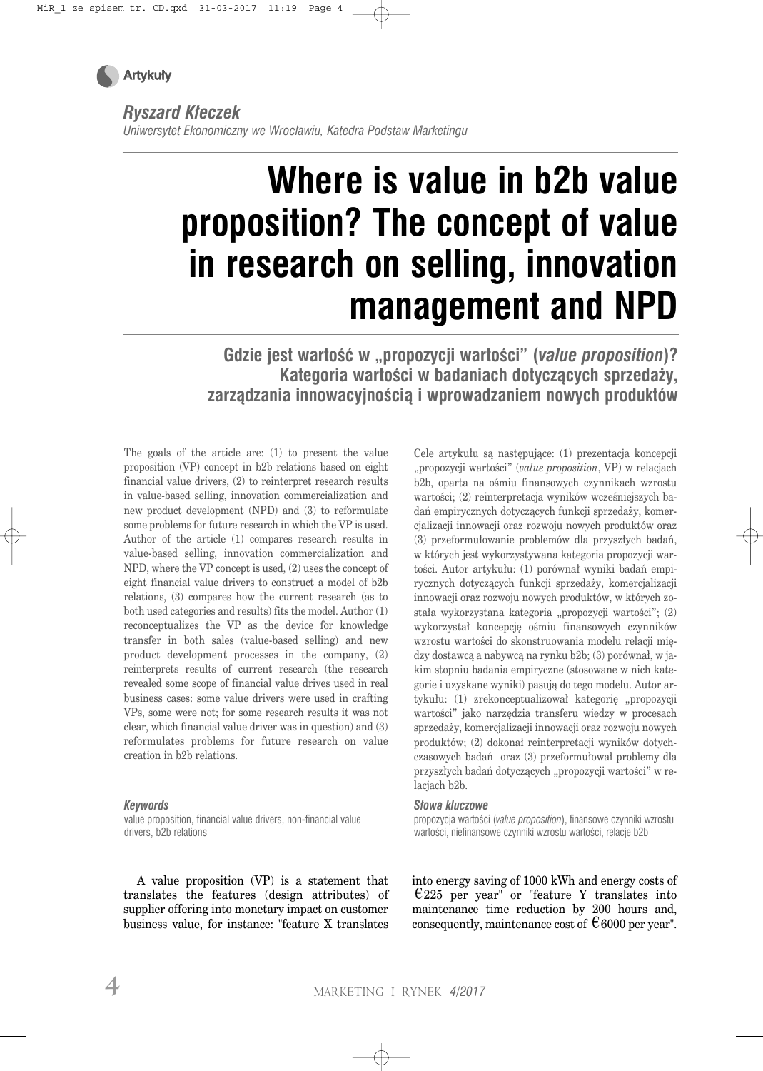Artykuły

**Ryszard Kłeczek**
*Uniwersytet Ekonomiczny we Wrocławiu, Katedra Podstaw Marketingu*

# Where is value in b2b value proposition? The concept of value in research on selling, innovation management and NPD

## Gdzie jest wartość w „propozycji wartości" (*value proposition*)? Kategoria wartości w badaniach dotyczących sprzedaży, zarządzania innowacyjnością i wprowadzaniem nowych produktów

The goals of the article are: (1) to present the value proposition (VP) concept in b2b relations based on eight financial value drivers, (2) to reinterpret research results in value-based selling, innovation commercialization and new product development (NPD) and (3) to reformulate some problems for future research in which the VP is used. Author of the article (1) compares research results in value-based selling, innovation commercialization and NPD, where the VP concept is used, (2) uses the concept of eight financial value drivers to construct a model of b2b relations, (3) compares how the current research (as to both used categories and results) fits the model. Author (1) reconceptualizes the VP as the device for knowledge transfer in both sales (value-based selling) and new product development processes in the company, (2) reinterprets results of current research (the research revealed some scope of financial value drives used in real business cases: some value drivers were used in crafting VPs, some were not; for some research results it was not clear, which financial value driver was in question) and (3) reformulates problems for future research on value creation in b2b relations.

***Keywords***
value proposition, financial value drivers, non-financial value drivers, b2b relations

Cele artykułu są następujące: (1) prezentacja koncepcji „propozycji wartości" (*value proposition*, VP) w relacjach b2b, oparta na ośmiu finansowych czynnikach wzrostu wartości; (2) reinterpretacja wyników wcześniejszych badań empirycznych dotyczących funkcji sprzedaży, komercjalizacji innowacji oraz rozwoju nowych produktów oraz (3) przeformułowanie problemów dla przyszłych badań, w których jest wykorzystywana kategoria propozycji wartości. Autor artykułu: (1) porównał wyniki badań empirycznych dotyczących funkcji sprzedaży, komercjalizacji innowacji oraz rozwoju nowych produktów, w których została wykorzystana kategoria „propozycji wartości"; (2) wykorzystał koncepcję ośmiu finansowych czynników wzrostu wartości do skonstruowania modelu relacji między dostawcą a nabywcą na rynku b2b; (3) porównał, w jakim stopniu badania empiryczne (stosowane w nich kategorie i uzyskane wyniki) pasują do tego modelu. Autor artykułu: (1) zrekonceptualizował kategorię „propozycji wartości" jako narzędzia transferu wiedzy w procesach sprzedaży, komercjalizacji innowacji oraz rozwoju nowych produktów; (2) dokonał reinterpretacji wyników dotychczasowych badań oraz (3) przeformułował problemy dla przyszłych badań dotyczących „propozycji wartości" w relacjach b2b.

***Słowa kluczowe***
propozycja wartości (*value proposition*), finansowe czynniki wzrostu wartości, niefinansowe czynniki wzrostu wartości, relacje b2b

A value proposition (VP) is a statement that translates the features (design attributes) of supplier offering into monetary impact on customer business value, for instance: "feature X translates into energy saving of 1000 kWh and energy costs of €225 per year" or "feature Y translates into maintenance time reduction by 200 hours and, consequently, maintenance cost of €6000 per year".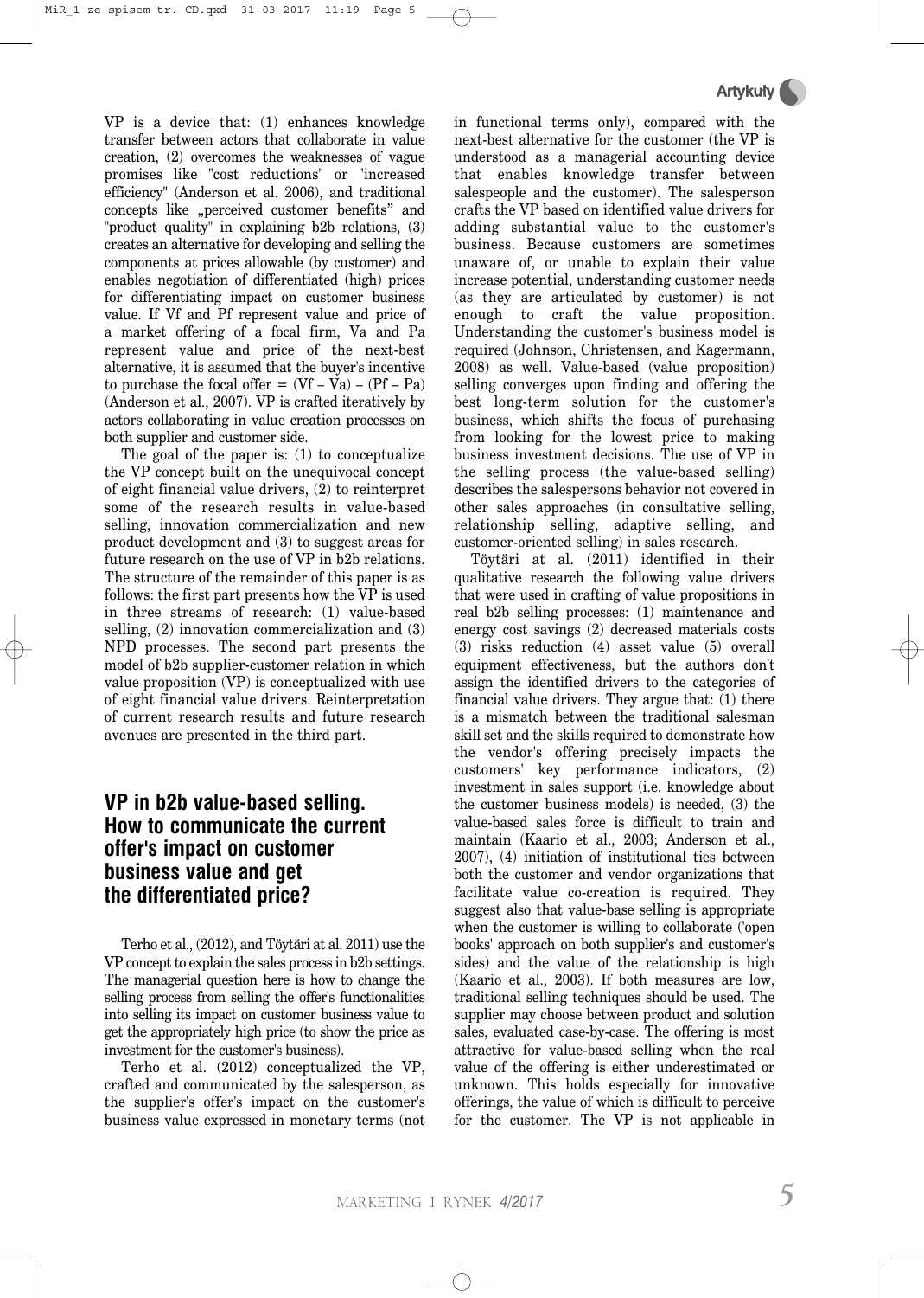VP is a device that: (1) enhances knowledge transfer between actors that collaborate in value creation, (2) overcomes the weaknesses of vague promises like "cost reductions" or "increased efficiency" (Anderson et al. 2006), and traditional concepts like „perceived customer benefits" and "product quality" in explaining b2b relations, (3) creates an alternative for developing and selling the components at prices allowable (by customer) and enables negotiation of differentiated (high) prices for differentiating impact on customer business value. If Vf and Pf represent value and price of a market offering of a focal firm, Va and Pa represent value and price of the next-best alternative, it is assumed that the buyer's incentive to purchase the focal offer = $(Vf – Va) – (Pf – Pa)$ (Anderson et al., 2007). VP is crafted iteratively by actors collaborating in value creation processes on both supplier and customer side.

The goal of the paper is: (1) to conceptualize the VP concept built on the unequivocal concept of eight financial value drivers, (2) to reinterpret some of the research results in value-based selling, innovation commercialization and new product development and (3) to suggest areas for future research on the use of VP in b2b relations. The structure of the remainder of this paper is as follows: the first part presents how the VP is used in three streams of research: (1) value-based selling, (2) innovation commercialization and (3) NPD processes. The second part presents the model of b2b supplier-customer relation in which value proposition (VP) is conceptualized with use of eight financial value drivers. Reinterpretation of current research results and future research avenues are presented in the third part.

## VP in b2b value-based selling. How to communicate the current offer's impact on customer business value and get the differentiated price?

Terho et al., (2012), and Töytäri at al. 2011) use the VP concept to explain the sales process in b2b settings. The managerial question here is how to change the selling process from selling the offer's functionalities into selling its impact on customer business value to get the appropriately high price (to show the price as investment for the customer's business).

Terho et al. (2012) conceptualized the VP, crafted and communicated by the salesperson, as the supplier's offer's impact on the customer's business value expressed in monetary terms (not in functional terms only), compared with the next-best alternative for the customer (the VP is understood as a managerial accounting device that enables knowledge transfer between salespeople and the customer). The salesperson crafts the VP based on identified value drivers for adding substantial value to the customer's business. Because customers are sometimes unaware of, or unable to explain their value increase potential, understanding customer needs (as they are articulated by customer) is not enough to craft the value proposition. Understanding the customer's business model is required (Johnson, Christensen, and Kagermann, 2008) as well. Value-based (value proposition) selling converges upon finding and offering the best long-term solution for the customer's business, which shifts the focus of purchasing from looking for the lowest price to making business investment decisions. The use of VP in the selling process (the value-based selling) describes the salespersons behavior not covered in other sales approaches (in consultative selling, relationship selling, adaptive selling, and customer-oriented selling) in sales research.

Töytäri at al. (2011) identified in their qualitative research the following value drivers that were used in crafting of value propositions in real b2b selling processes: (1) maintenance and energy cost savings (2) decreased materials costs (3) risks reduction (4) asset value (5) overall equipment effectiveness, but the authors don't assign the identified drivers to the categories of financial value drivers. They argue that: (1) there is a mismatch between the traditional salesman skill set and the skills required to demonstrate how the vendor's offering precisely impacts the customers' key performance indicators, (2) investment in sales support (i.e. knowledge about the customer business models) is needed, (3) the value-based sales force is difficult to train and maintain (Kaario et al., 2003; Anderson et al., 2007), (4) initiation of institutional ties between both the customer and vendor organizations that facilitate value co-creation is required. They suggest also that value-base selling is appropriate when the customer is willing to collaborate ('open books' approach on both supplier's and customer's sides) and the value of the relationship is high (Kaario et al., 2003). If both measures are low, traditional selling techniques should be used. The supplier may choose between product and solution sales, evaluated case-by-case. The offering is most attractive for value-based selling when the real value of the offering is either underestimated or unknown. This holds especially for innovative offerings, the value of which is difficult to perceive for the customer. The VP is not applicable in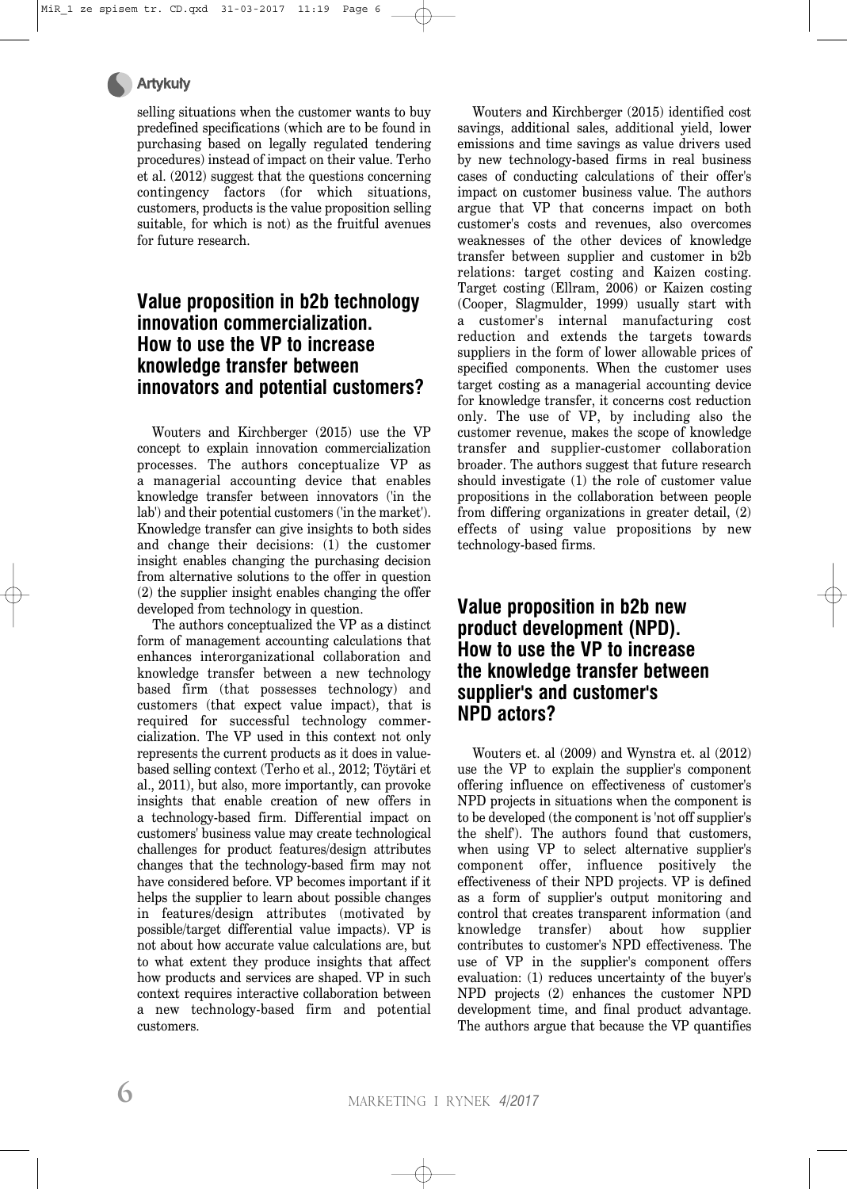selling situations when the customer wants to buy predefined specifications (which are to be found in purchasing based on legally regulated tendering procedures) instead of impact on their value. Terho et al. (2012) suggest that the questions concerning contingency factors (for which situations, customers, products is the value proposition selling suitable, for which is not) as the fruitful avenues for future research.

## Value proposition in b2b technology innovation commercialization. How to use the VP to increase knowledge transfer between innovators and potential customers?

Wouters and Kirchberger (2015) use the VP concept to explain innovation commercialization processes. The authors conceptualize VP as a managerial accounting device that enables knowledge transfer between innovators ('in the lab') and their potential customers ('in the market'). Knowledge transfer can give insights to both sides and change their decisions: (1) the customer insight enables changing the purchasing decision from alternative solutions to the offer in question (2) the supplier insight enables changing the offer developed from technology in question.

The authors conceptualized the VP as a distinct form of management accounting calculations that enhances interorganizational collaboration and knowledge transfer between a new technology based firm (that possesses technology) and customers (that expect value impact), that is required for successful technology commercialization. The VP used in this context not only represents the current products as it does in value-based selling context (Terho et al., 2012; Töytäri et al., 2011), but also, more importantly, can provoke insights that enable creation of new offers in a technology-based firm. Differential impact on customers' business value may create technological challenges for product features/design attributes changes that the technology-based firm may not have considered before. VP becomes important if it helps the supplier to learn about possible changes in features/design attributes (motivated by possible/target differential value impacts). VP is not about how accurate value calculations are, but to what extent they produce insights that affect how products and services are shaped. VP in such context requires interactive collaboration between a new technology-based firm and potential customers.

Wouters and Kirchberger (2015) identified cost savings, additional sales, additional yield, lower emissions and time savings as value drivers used by new technology-based firms in real business cases of conducting calculations of their offer's impact on customer business value. The authors argue that VP that concerns impact on both customer's costs and revenues, also overcomes weaknesses of the other devices of knowledge transfer between supplier and customer in b2b relations: target costing and Kaizen costing. Target costing (Ellram, 2006) or Kaizen costing (Cooper, Slagmulder, 1999) usually start with a customer's internal manufacturing cost reduction and extends the targets towards suppliers in the form of lower allowable prices of specified components. When the customer uses target costing as a managerial accounting device for knowledge transfer, it concerns cost reduction only. The use of VP, by including also the customer revenue, makes the scope of knowledge transfer and supplier-customer collaboration broader. The authors suggest that future research should investigate (1) the role of customer value propositions in the collaboration between people from differing organizations in greater detail, (2) effects of using value propositions by new technology-based firms.

## Value proposition in b2b new product development (NPD). How to use the VP to increase the knowledge transfer between supplier's and customer's NPD actors?

Wouters et. al (2009) and Wynstra et. al (2012) use the VP to explain the supplier's component offering influence on effectiveness of customer's NPD projects in situations when the component is to be developed (the component is 'not off supplier's the shelf'). The authors found that customers, when using VP to select alternative supplier's component offer, influence positively the effectiveness of their NPD projects. VP is defined as a form of supplier's output monitoring and control that creates transparent information (and knowledge transfer) about how supplier contributes to customer's NPD effectiveness. The use of VP in the supplier's component offers evaluation: (1) reduces uncertainty of the buyer's NPD projects (2) enhances the customer NPD development time, and final product advantage. The authors argue that because the VP quantifies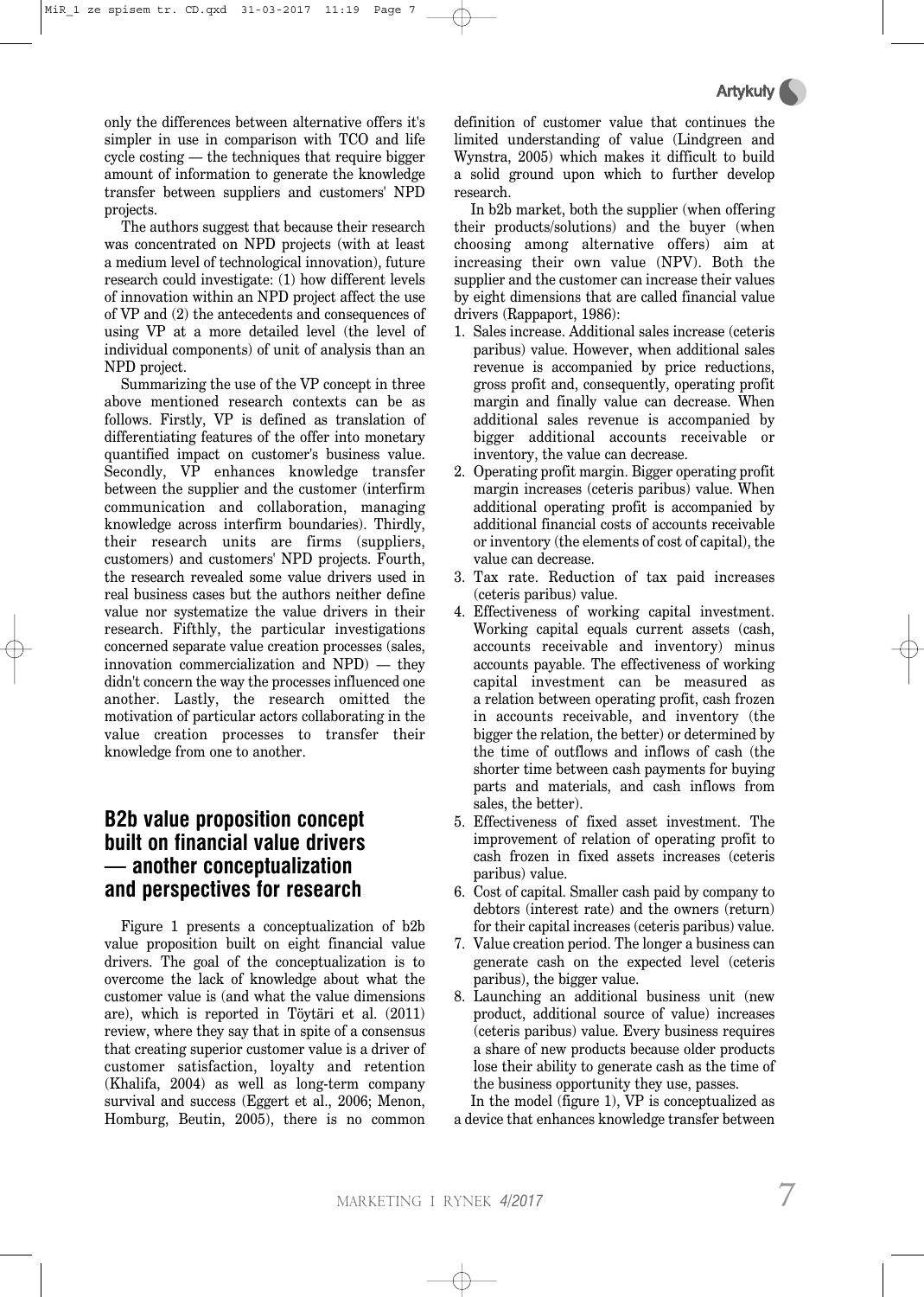only the differences between alternative offers it's simpler in use in comparison with TCO and life cycle costing — the techniques that require bigger amount of information to generate the knowledge transfer between suppliers and customers' NPD projects.

The authors suggest that because their research was concentrated on NPD projects (with at least a medium level of technological innovation), future research could investigate: (1) how different levels of innovation within an NPD project affect the use of VP and (2) the antecedents and consequences of using VP at a more detailed level (the level of individual components) of unit of analysis than an NPD project.

Summarizing the use of the VP concept in three above mentioned research contexts can be as follows. Firstly, VP is defined as translation of differentiating features of the offer into monetary quantified impact on customer's business value. Secondly, VP enhances knowledge transfer between the supplier and the customer (interfirm communication and collaboration, managing knowledge across interfirm boundaries). Thirdly, their research units are firms (suppliers, customers) and customers' NPD projects. Fourth, the research revealed some value drivers used in real business cases but the authors neither define value nor systematize the value drivers in their research. Fifthly, the particular investigations concerned separate value creation processes (sales, innovation commercialization and NPD) — they didn't concern the way the processes influenced one another. Lastly, the research omitted the motivation of particular actors collaborating in the value creation processes to transfer their knowledge from one to another.

## B2b value proposition concept built on financial value drivers — another conceptualization and perspectives for research

Figure 1 presents a conceptualization of b2b value proposition built on eight financial value drivers. The goal of the conceptualization is to overcome the lack of knowledge about what the customer value is (and what the value dimensions are), which is reported in Töytäri et al. (2011) review, where they say that in spite of a consensus that creating superior customer value is a driver of customer satisfaction, loyalty and retention (Khalifa, 2004) as well as long-term company survival and success (Eggert et al., 2006; Menon, Homburg, Beutin, 2005), there is no common definition of customer value that continues the limited understanding of value (Lindgreen and Wynstra, 2005) which makes it difficult to build a solid ground upon which to further develop research.

In b2b market, both the supplier (when offering their products/solutions) and the buyer (when choosing among alternative offers) aim at increasing their own value (NPV). Both the supplier and the customer can increase their values by eight dimensions that are called financial value drivers (Rappaport, 1986):

1. Sales increase. Additional sales increase (ceteris paribus) value. However, when additional sales revenue is accompanied by price reductions, gross profit and, consequently, operating profit margin and finally value can decrease. When additional sales revenue is accompanied by bigger additional accounts receivable or inventory, the value can decrease.
2. Operating profit margin. Bigger operating profit margin increases (ceteris paribus) value. When additional operating profit is accompanied by additional financial costs of accounts receivable or inventory (the elements of cost of capital), the value can decrease.
3. Tax rate. Reduction of tax paid increases (ceteris paribus) value.
4. Effectiveness of working capital investment. Working capital equals current assets (cash, accounts receivable and inventory) minus accounts payable. The effectiveness of working capital investment can be measured as a relation between operating profit, cash frozen in accounts receivable, and inventory (the bigger the relation, the better) or determined by the time of outflows and inflows of cash (the shorter time between cash payments for buying parts and materials, and cash inflows from sales, the better).
5. Effectiveness of fixed asset investment. The improvement of relation of operating profit to cash frozen in fixed assets increases (ceteris paribus) value.
6. Cost of capital. Smaller cash paid by company to debtors (interest rate) and the owners (return) for their capital increases (ceteris paribus) value.
7. Value creation period. The longer a business can generate cash on the expected level (ceteris paribus), the bigger value.
8. Launching an additional business unit (new product, additional source of value) increases (ceteris paribus) value. Every business requires a share of new products because older products lose their ability to generate cash as the time of the business opportunity they use, passes.

In the model (figure 1), VP is conceptualized as a device that enhances knowledge transfer between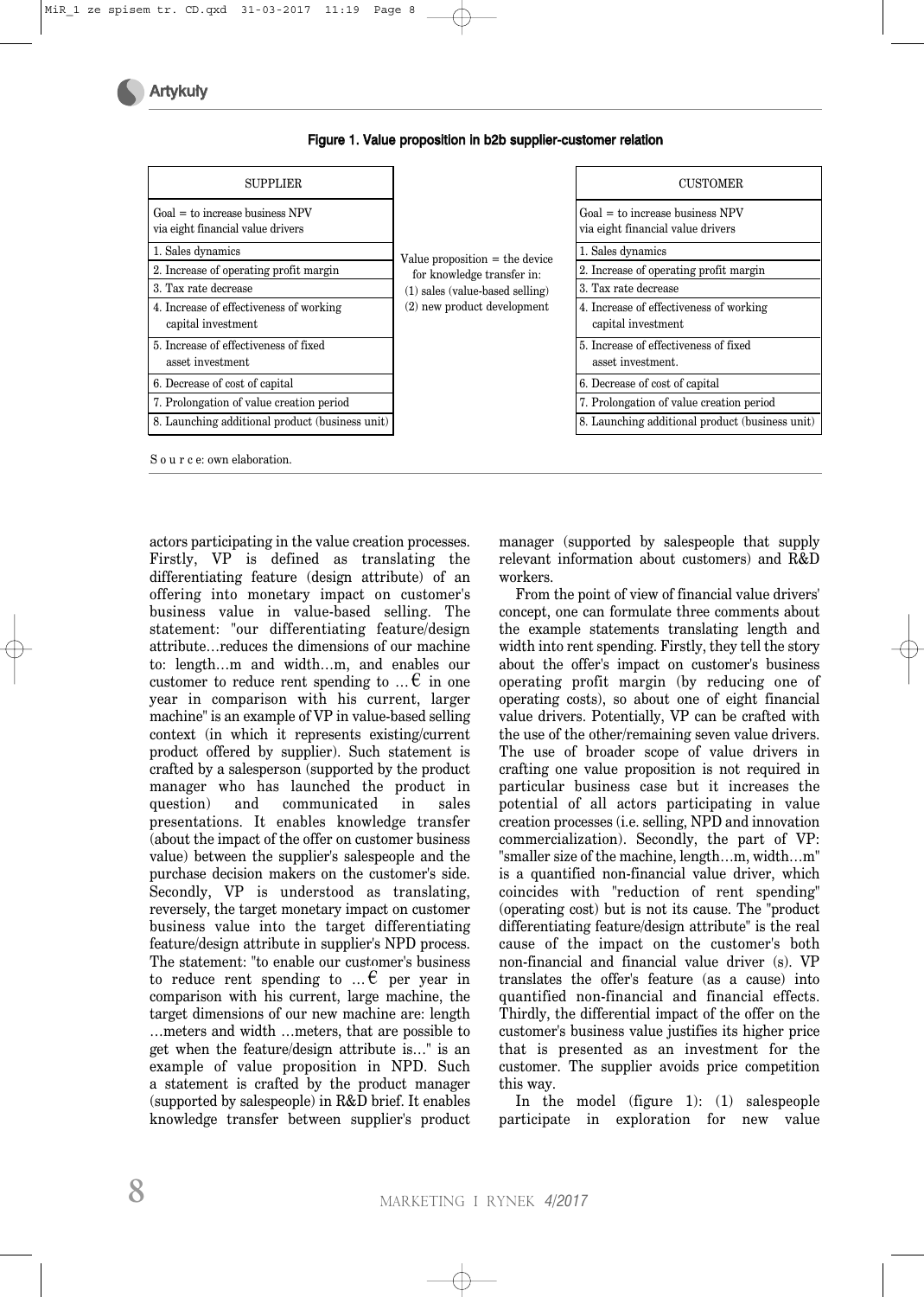**Figure 1. Value proposition in b2b supplier-customer relation**

| SUPPLIER | | CUSTOMER |
|---|---|---|
| Goal = to increase business NPV via eight financial value drivers | | Goal = to increase business NPV via eight financial value drivers |
| 1. Sales dynamics | Value proposition = the device for knowledge transfer in: (1) sales (value-based selling) (2) new product development | 1. Sales dynamics |
| 2. Increase of operating profit margin | | 2. Increase of operating profit margin |
| 3. Tax rate decrease | | 3. Tax rate decrease |
| 4. Increase of effectiveness of working capital investment | | 4. Increase of effectiveness of working capital investment |
| 5. Increase of effectiveness of fixed asset investment | | 5. Increase of effectiveness of fixed asset investment. |
| 6. Decrease of cost of capital | | 6. Decrease of cost of capital |
| 7. Prolongation of value creation period | | 7. Prolongation of value creation period |
| 8. Launching additional product (business unit) | | 8. Launching additional product (business unit) |

S o u r c e: own elaboration.

actors participating in the value creation processes. Firstly, VP is defined as translating the differentiating feature (design attribute) of an offering into monetary impact on customer's business value in value-based selling. The statement: "our differentiating feature/design attribute…reduces the dimensions of our machine to: length…m and width…m, and enables our customer to reduce rent spending to …€ in one year in comparison with his current, larger machine" is an example of VP in value-based selling context (in which it represents existing/current product offered by supplier). Such statement is crafted by a salesperson (supported by the product manager who has launched the product in question) and communicated in sales presentations. It enables knowledge transfer (about the impact of the offer on customer business value) between the supplier's salespeople and the purchase decision makers on the customer's side. Secondly, VP is understood as translating, reversely, the target monetary impact on customer business value into the target differentiating feature/design attribute in supplier's NPD process. The statement: "to enable our customer's business to reduce rent spending to …€ per year in comparison with his current, large machine, the target dimensions of our new machine are: length …meters and width …meters, that are possible to get when the feature/design attribute is…" is an example of value proposition in NPD. Such a statement is crafted by the product manager (supported by salespeople) in R&D brief. It enables knowledge transfer between supplier's product manager (supported by salespeople that supply relevant information about customers) and R&D workers.

From the point of view of financial value drivers' concept, one can formulate three comments about the example statements translating length and width into rent spending. Firstly, they tell the story about the offer's impact on customer's business operating profit margin (by reducing one of operating costs), so about one of eight financial value drivers. Potentially, VP can be crafted with the use of the other/remaining seven value drivers. The use of broader scope of value drivers in crafting one value proposition is not required in particular business case but it increases the potential of all actors participating in value creation processes (i.e. selling, NPD and innovation commercialization). Secondly, the part of VP: "smaller size of the machine, length…m, width…m" is a quantified non-financial value driver, which coincides with "reduction of rent spending" (operating cost) but is not its cause. The "product differentiating feature/design attribute" is the real cause of the impact on the customer's both non-financial and financial value driver (s). VP translates the offer's feature (as a cause) into quantified non-financial and financial effects. Thirdly, the differential impact of the offer on the customer's business value justifies its higher price that is presented as an investment for the customer. The supplier avoids price competition this way.

In the model (figure 1): (1) salespeople participate in exploration for new value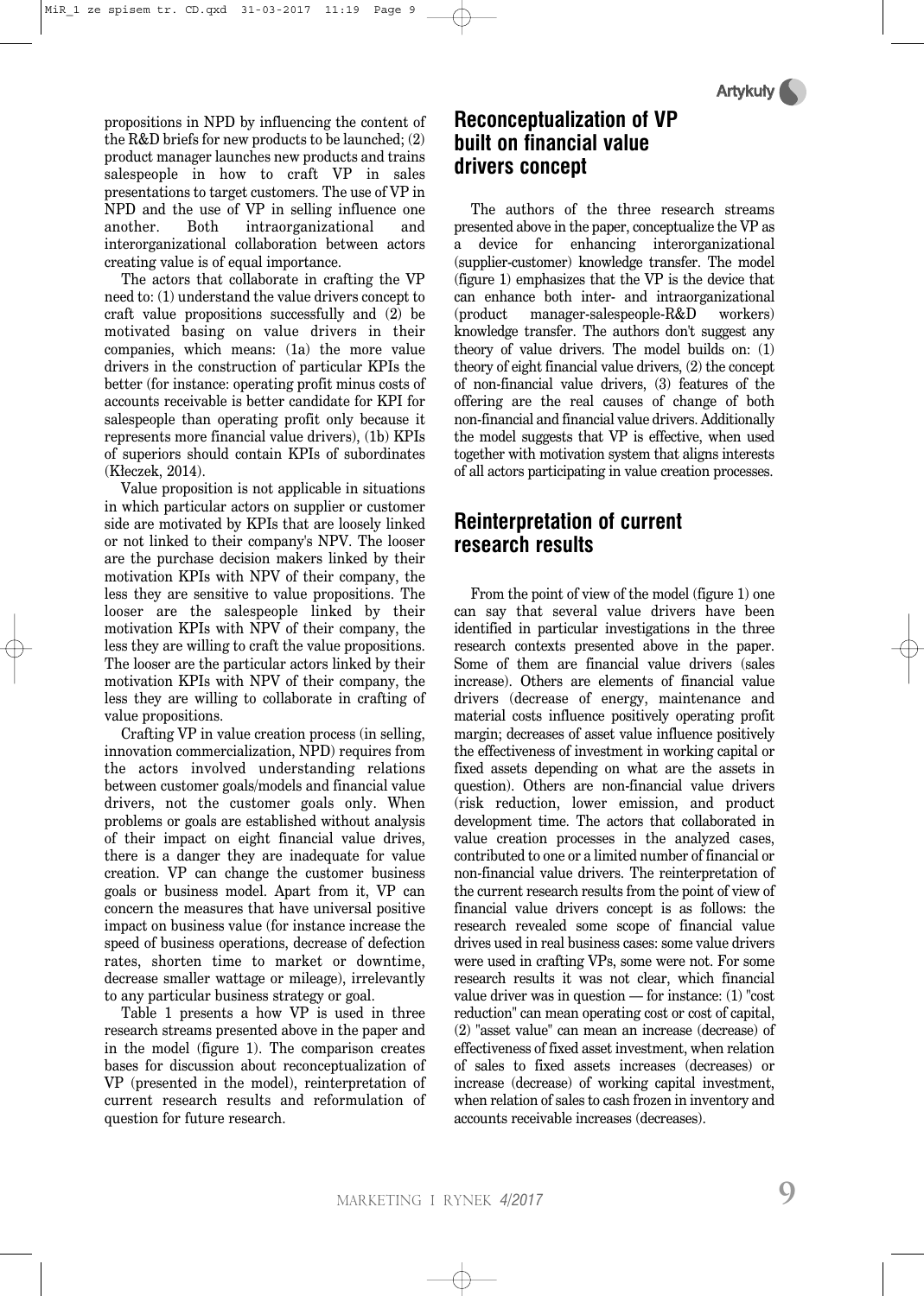propositions in NPD by influencing the content of the R&D briefs for new products to be launched; (2) product manager launches new products and trains salespeople in how to craft VP in sales presentations to target customers. The use of VP in NPD and the use of VP in selling influence one another. Both intraorganizational and interorganizational collaboration between actors creating value is of equal importance.

The actors that collaborate in crafting the VP need to: (1) understand the value drivers concept to craft value propositions successfully and (2) be motivated basing on value drivers in their companies, which means: (1a) the more value drivers in the construction of particular KPIs the better (for instance: operating profit minus costs of accounts receivable is better candidate for KPI for salespeople than operating profit only because it represents more financial value drivers), (1b) KPIs of superiors should contain KPIs of subordinates (Kłeczek, 2014).

Value proposition is not applicable in situations in which particular actors on supplier or customer side are motivated by KPIs that are loosely linked or not linked to their company's NPV. The looser are the purchase decision makers linked by their motivation KPIs with NPV of their company, the less they are sensitive to value propositions. The looser are the salespeople linked by their motivation KPIs with NPV of their company, the less they are willing to craft the value propositions. The looser are the particular actors linked by their motivation KPIs with NPV of their company, the less they are willing to collaborate in crafting of value propositions.

Crafting VP in value creation process (in selling, innovation commercialization, NPD) requires from the actors involved understanding relations between customer goals/models and financial value drivers, not the customer goals only. When problems or goals are established without analysis of their impact on eight financial value drives, there is a danger they are inadequate for value creation. VP can change the customer business goals or business model. Apart from it, VP can concern the measures that have universal positive impact on business value (for instance increase the speed of business operations, decrease of defection rates, shorten time to market or downtime, decrease smaller wattage or mileage), irrelevantly to any particular business strategy or goal.

Table 1 presents a how VP is used in three research streams presented above in the paper and in the model (figure 1). The comparison creates bases for discussion about reconceptualization of VP (presented in the model), reinterpretation of current research results and reformulation of question for future research.

## Reconceptualization of VP built on financial value drivers concept

The authors of the three research streams presented above in the paper, conceptualize the VP as a device for enhancing interorganizational (supplier-customer) knowledge transfer. The model (figure 1) emphasizes that the VP is the device that can enhance both inter- and intraorganizational (product manager-salespeople-R&D workers) knowledge transfer. The authors don't suggest any theory of value drivers. The model builds on: (1) theory of eight financial value drivers, (2) the concept of non-financial value drivers, (3) features of the offering are the real causes of change of both non-financial and financial value drivers. Additionally the model suggests that VP is effective, when used together with motivation system that aligns interests of all actors participating in value creation processes.

## Reinterpretation of current research results

From the point of view of the model (figure 1) one can say that several value drivers have been identified in particular investigations in the three research contexts presented above in the paper. Some of them are financial value drivers (sales increase). Others are elements of financial value drivers (decrease of energy, maintenance and material costs influence positively operating profit margin; decreases of asset value influence positively the effectiveness of investment in working capital or fixed assets depending on what are the assets in question). Others are non-financial value drivers (risk reduction, lower emission, and product development time. The actors that collaborated in value creation processes in the analyzed cases, contributed to one or a limited number of financial or non-financial value drivers. The reinterpretation of the current research results from the point of view of financial value drivers concept is as follows: the research revealed some scope of financial value drives used in real business cases: some value drivers were used in crafting VPs, some were not. For some research results it was not clear, which financial value driver was in question — for instance: (1) "cost reduction" can mean operating cost or cost of capital, (2) "asset value" can mean an increase (decrease) of effectiveness of fixed asset investment, when relation of sales to fixed assets increases (decreases) or increase (decrease) of working capital investment, when relation of sales to cash frozen in inventory and accounts receivable increases (decreases).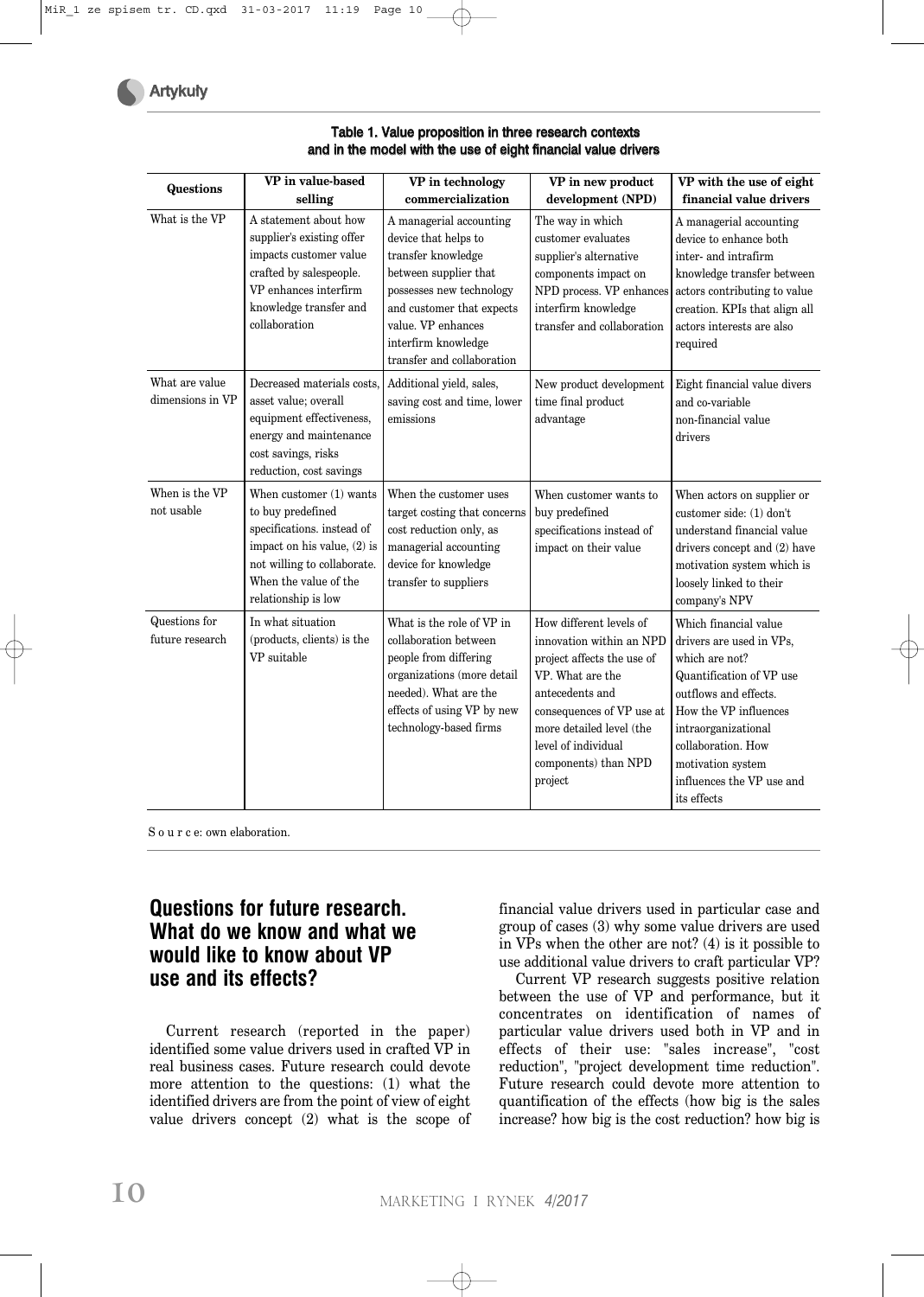**Table 1. Value proposition in three research contexts and in the model with the use of eight financial value drivers**

| Questions | VP in value-based selling | VP in technology commercialization | VP in new product development (NPD) | VP with the use of eight financial value drivers |
|---|---|---|---|---|
| What is the VP | A statement about how supplier's existing offer impacts customer value crafted by salespeople. VP enhances interfirm knowledge transfer and collaboration | A managerial accounting device that helps to transfer knowledge between supplier that possesses new technology and customer that expects value. VP enhances interfirm knowledge transfer and collaboration | The way in which customer evaluates supplier's alternative components impact on NPD process. VP enhances interfirm knowledge transfer and collaboration | A managerial accounting device to enhance both inter- and intrafirm knowledge transfer between actors contributing to value creation. KPIs that align all actors interests are also required |
| What are value dimensions in VP | Decreased materials costs, asset value; overall equipment effectiveness, energy and maintenance cost savings, risks reduction, cost savings | Additional yield, sales, saving cost and time, lower emissions | New product development time final product advantage | Eight financial value divers and co-variable non-financial value drivers |
| When is the VP not usable | When customer (1) wants to buy predefined specifications. instead of impact on his value, (2) is not willing to collaborate. When the value of the relationship is low | When the customer uses target costing that concerns cost reduction only, as managerial accounting device for knowledge transfer to suppliers | When customer wants to buy predefined specifications instead of impact on their value | When actors on supplier or customer side: (1) don't understand financial value drivers concept and (2) have motivation system which is loosely linked to their company's NPV |
| Questions for future research | In what situation (products, clients) is the VP suitable | What is the role of VP in collaboration between people from differing organizations (more detail needed). What are the effects of using VP by new technology-based firms | How different levels of innovation within an NPD project affects the use of VP. What are the antecedents and consequences of VP use at more detailed level (the level of individual components) than NPD project | Which financial value drivers are used in VPs, which are not? Quantification of VP use outflows and effects. How the VP influences intraorganizational collaboration. How motivation system influences the VP use and its effects |

S o u r c e: own elaboration.

## Questions for future research. What do we know and what we would like to know about VP use and its effects?

Current research (reported in the paper) identified some value drivers used in crafted VP in real business cases. Future research could devote more attention to the questions: (1) what the identified drivers are from the point of view of eight value drivers concept (2) what is the scope of financial value drivers used in particular case and group of cases (3) why some value drivers are used in VPs when the other are not? (4) is it possible to use additional value drivers to craft particular VP?

Current VP research suggests positive relation between the use of VP and performance, but it concentrates on identification of names of particular value drivers used both in VP and in effects of their use: "sales increase", "cost reduction", "project development time reduction". Future research could devote more attention to quantification of the effects (how big is the sales increase? how big is the cost reduction? how big is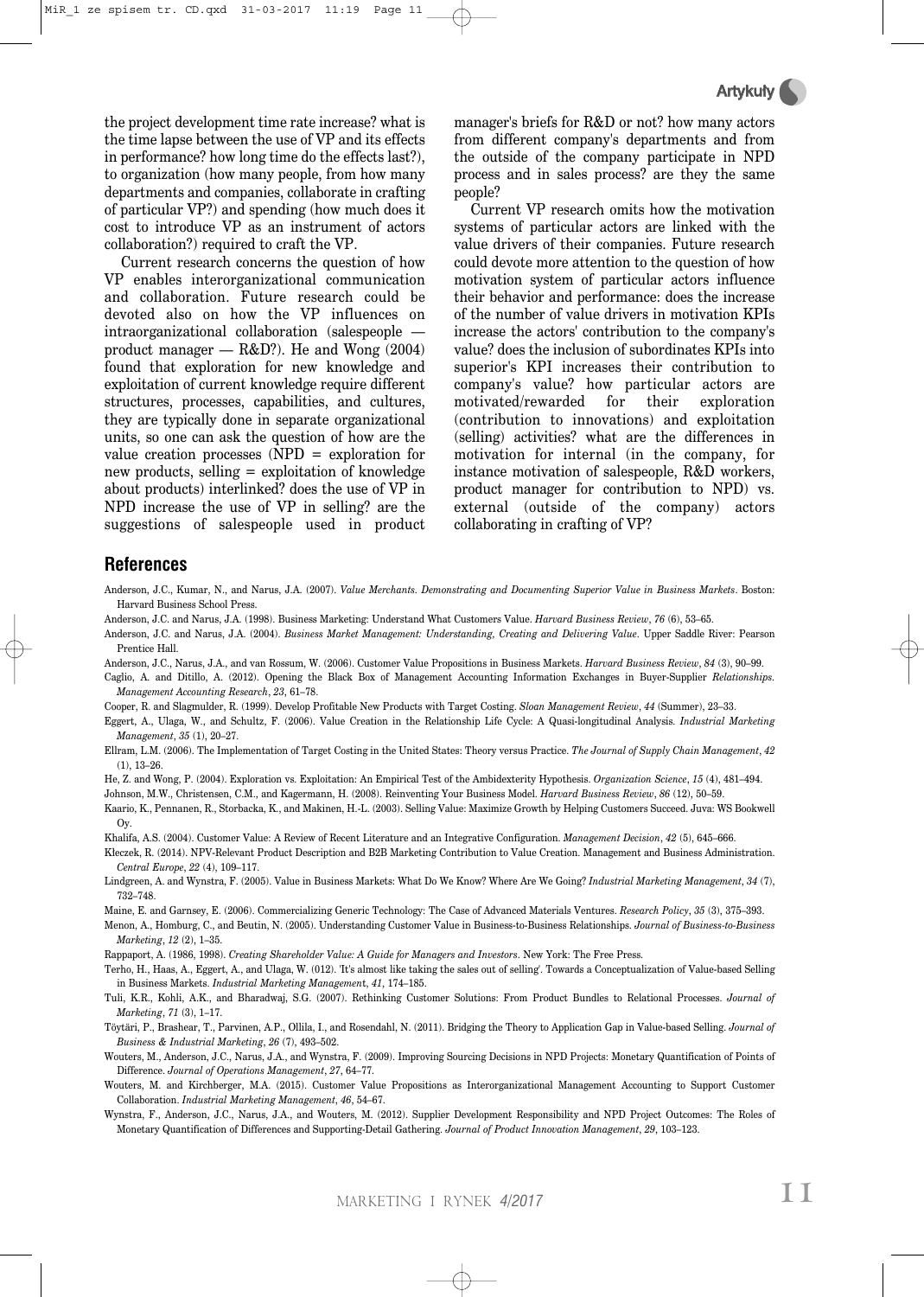the project development time rate increase? what is the time lapse between the use of VP and its effects in performance? how long time do the effects last?), to organization (how many people, from how many departments and companies, collaborate in crafting of particular VP?) and spending (how much does it cost to introduce VP as an instrument of actors collaboration?) required to craft the VP.

Current research concerns the question of how VP enables interorganizational communication and collaboration. Future research could be devoted also on how the VP influences on intraorganizational collaboration (salespeople — product manager — R&D?). He and Wong (2004) found that exploration for new knowledge and exploitation of current knowledge require different structures, processes, capabilities, and cultures, they are typically done in separate organizational units, so one can ask the question of how are the value creation processes (NPD = exploration for new products, selling = exploitation of knowledge about products) interlinked? does the use of VP in NPD increase the use of VP in selling? are the suggestions of salespeople used in product manager's briefs for R&D or not? how many actors from different company's departments and from the outside of the company participate in NPD process and in sales process? are they the same people?

Current VP research omits how the motivation systems of particular actors are linked with the value drivers of their companies. Future research could devote more attention to the question of how motivation system of particular actors influence their behavior and performance: does the increase of the number of value drivers in motivation KPIs increase the actors' contribution to the company's value? does the inclusion of subordinates KPIs into superior's KPI increases their contribution to company's value? how particular actors are motivated/rewarded for their exploration (contribution to innovations) and exploitation (selling) activities? what are the differences in motivation for internal (in the company, for instance motivation of salespeople, R&D workers, product manager for contribution to NPD) vs. external (outside of the company) actors collaborating in crafting of VP?

## References

Anderson, J.C., Kumar, N., and Narus, J.A. (2007). *Value Merchants. Demonstrating and Documenting Superior Value in Business Markets*. Boston: Harvard Business School Press.

Anderson, J.C. and Narus, J.A. (1998). Business Marketing: Understand What Customers Value. *Harvard Business Review*, *76* (6), 53–65.

Anderson, J.C. and Narus, J.A. (2004). *Business Market Management: Understanding, Creating and Delivering Value*. Upper Saddle River: Pearson Prentice Hall.

Anderson, J.C., Narus, J.A., and van Rossum, W. (2006). Customer Value Propositions in Business Markets. *Harvard Business Review*, *84* (3), 90–99.

Caglio, A. and Ditillo, A. (2012). Opening the Black Box of Management Accounting Information Exchanges in Buyer-Supplier *Relationships*. *Management Accounting Research*, *23*, 61–78.

Cooper, R. and Slagmulder, R. (1999). Develop Profitable New Products with Target Costing. *Sloan Management Review*, *44* (Summer), 23–33.

Eggert, A., Ulaga, W., and Schultz, F. (2006). Value Creation in the Relationship Life Cycle: A Quasi-longitudinal Analysis. *Industrial Marketing Management*, *35* (1), 20–27.

Ellram, L.M. (2006). The Implementation of Target Costing in the United States: Theory versus Practice. *The Journal of Supply Chain Management*, *42* (1), 13–26.

He, Z. and Wong, P. (2004). Exploration vs. Exploitation: An Empirical Test of the Ambidexterity Hypothesis. *Organization Science*, *15* (4), 481–494.

Johnson, M.W., Christensen, C.M., and Kagermann, H. (2008). Reinventing Your Business Model. *Harvard Business Review*, *86* (12), 50–59.

Kaario, K., Pennanen, R., Storbacka, K., and Makinen, H.-L. (2003). Selling Value: Maximize Growth by Helping Customers Succeed. Juva: WS Bookwell Oy.

Khalifa, A.S. (2004). Customer Value: A Review of Recent Literature and an Integrative Configuration. *Management Decision*, *42* (5), 645–666.

Kleczek, R. (2014). NPV-Relevant Product Description and B2B Marketing Contribution to Value Creation. Management and Business Administration. *Central Europe*, *22* (4), 109–117.

Lindgreen, A. and Wynstra, F. (2005). Value in Business Markets: What Do We Know? Where Are We Going? *Industrial Marketing Management*, *34* (7), 732–748.

Maine, E. and Garnsey, E. (2006). Commercializing Generic Technology: The Case of Advanced Materials Ventures. *Research Policy*, *35* (3), 375–393.

Menon, A., Homburg, C., and Beutin, N. (2005). Understanding Customer Value in Business-to-Business Relationships. *Journal of Business-to-Business Marketing*, *12* (2), 1–35.

Rappaport, A. (1986, 1998). *Creating Shareholder Value: A Guide for Managers and Investors*. New York: The Free Press.

Terho, H., Haas, A., Eggert, A., and Ulaga, W. (012). 'It's almost like taking the sales out of selling'. Towards a Conceptualization of Value-based Selling in Business Markets. *Industrial Marketing Management*, *41*, 174–185.

Tuli, K.R., Kohli, A.K., and Bharadwaj, S.G. (2007). Rethinking Customer Solutions: From Product Bundles to Relational Processes. *Journal of Marketing*, *71* (3), 1–17.

Töytäri, P., Brashear, T., Parvinen, A.P., Ollila, I., and Rosendahl, N. (2011). Bridging the Theory to Application Gap in Value-based Selling. *Journal of Business & Industrial Marketing*, *26* (7), 493–502.

Wouters, M., Anderson, J.C., Narus, J.A., and Wynstra, F. (2009). Improving Sourcing Decisions in NPD Projects: Monetary Quantification of Points of Difference. *Journal of Operations Management*, *27*, 64–77.

Wouters, M. and Kirchberger, M.A. (2015). Customer Value Propositions as Interorganizational Management Accounting to Support Customer Collaboration. *Industrial Marketing Management*, *46*, 54–67.

Wynstra, F., Anderson, J.C., Narus, J.A., and Wouters, M. (2012). Supplier Development Responsibility and NPD Project Outcomes: The Roles of Monetary Quantification of Differences and Supporting-Detail Gathering. *Journal of Product Innovation Management*, *29*, 103–123.